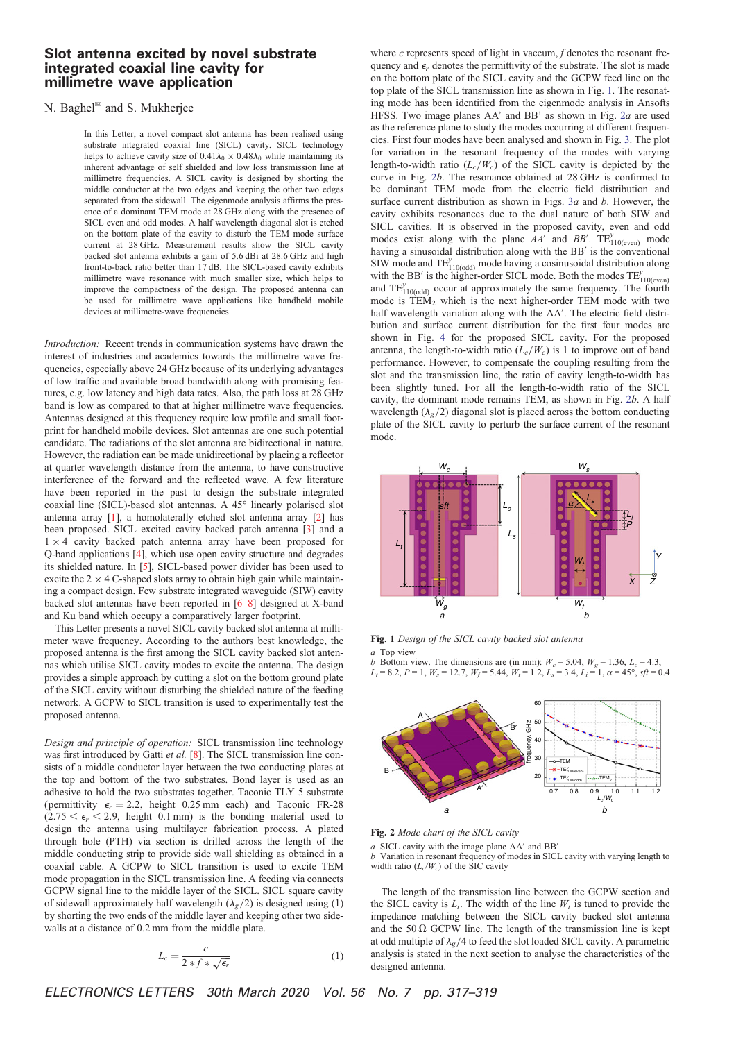# Slot antenna excited by novel substrate integrated coaxial line cavity for millimetre wave application

N. Baghel and S. Mukherjee

In this Letter, a novel compact slot antenna has been realised using substrate integrated coaxial line (SICL) cavity. SICL technology helps to achieve cavity size of $0.41\lambda_0 \times 0.48\lambda_0$ while maintaining its inherent advantage of self shielded and low loss transmission line at millimetre frequencies. A SICL cavity is designed by shorting the middle conductor at the two edges and keeping the other two edges separated from the sidewall. The eigenmode analysis affirms the presence of a dominant TEM mode at 28 GHz along with the presence of SICL even and odd modes. A half wavelength diagonal slot is etched on the bottom plate of the cavity to disturb the TEM mode surface current at 28 GHz. Measurement results show the SICL cavity backed slot antenna exhibits a gain of 5.6 dBi at 28.6 GHz and high front-to-back ratio better than 17 dB. The SICL-based cavity exhibits millimetre wave resonance with much smaller size, which helps to improve the compactness of the design. The proposed antenna can be used for millimetre wave applications like handheld mobile devices at millimetre-wave frequencies.

*Introduction:* Recent trends in communication systems have drawn the interest of industries and academics towards the millimetre wave frequencies, especially above 24 GHz because of its underlying advantages of low traffic and available broad bandwidth along with promising features, e.g. low latency and high data rates. Also, the path loss at 28 GHz band is low as compared to that at higher millimetre wave frequencies. Antennas designed at this frequency require low profile and small footprint for handheld mobile devices. Slot antennas are one such potential candidate. The radiations of the slot antenna are bidirectional in nature. However, the radiation can be made unidirectional by placing a reflector at quarter wavelength distance from the antenna, to have constructive interference of the forward and the reflected wave. A few literature have been reported in the past to design the substrate integrated coaxial line (SICL)-based slot antennas. A 45° linearly polarised slot antenna array [1], a homolaterally etched slot antenna array [2] has been proposed. SICL excited cavity backed patch antenna [3] and a $1 \times 4$ cavity backed patch antenna array have been proposed for Q-band applications [4], which use open cavity structure and degrades its shielded nature. In [5], SICL-based power divider has been used to excite the $2 \times 4$ C-shaped slots array to obtain high gain while maintaining a compact design. Few substrate integrated waveguide (SIW) cavity backed slot antennas have been reported in [6–8] designed at X-band and Ku band which occupy a comparatively larger footprint.

This Letter presents a novel SICL cavity backed slot antenna at millimeter wave frequency. According to the authors best knowledge, the proposed antenna is the first among the SICL cavity backed slot antennas which utilise SICL cavity modes to excite the antenna. The design provides a simple approach by cutting a slot on the bottom ground plate of the SICL cavity without disturbing the shielded nature of the feeding network. A GCPW to SICL transition is used to experimentally test the proposed antenna.

*Design and principle of operation:* SICL transmission line technology was first introduced by Gatti *et al.* [8]. The SICL transmission line consists of a middle conductor layer between the two conducting plates at the top and bottom of the two substrates. Bond layer is used as an adhesive to hold the two substrates together. Taconic TLY 5 substrate (permittivity $\epsilon_r = 2.2$, height 0.25 mm each) and Taconic FR-28 ($2.75 < \epsilon_r < 2.9$, height 0.1 mm) is the bonding material used to design the antenna using multilayer fabrication process. A plated through hole (PTH) via section is drilled across the length of the middle conducting strip to provide side wall shielding as obtained in a coaxial cable. A GCPW to SICL transition is used to excite TEM mode propagation in the SICL transmission line. A feeding via connects GCPW signal line to the middle layer of the SICL. SICL square cavity of sidewall approximately half wavelength ($\lambda_g/2$) is designed using (1) by shorting the two ends of the middle layer and keeping other two sidewalls at a distance of 0.2 mm from the middle plate.

$$L_c = \frac{c}{2 * f * \sqrt{\epsilon_r}} \tag{1}$$

where $c$ represents speed of light in vaccum, $f$ denotes the resonant frequency and $\epsilon_r$ denotes the permittivity of the substrate. The slot is made on the bottom plate of the SICL cavity and the GCPW feed line on the top plate of the SICL transmission line as shown in Fig. 1. The resonating mode has been identified from the eigenmode analysis in Ansofts HFSS. Two image planes AA' and BB' as shown in Fig. 2*a* are used as the reference plane to study the modes occurring at different frequencies. First four modes have been analysed and shown in Fig. 3. The plot for variation in the resonant frequency of the modes with varying length-to-width ratio ($L_c/W_c$) of the SICL cavity is depicted by the curve in Fig. 2*b*. The resonance obtained at 28 GHz is confirmed to be dominant TEM mode from the electric field distribution and surface current distribution as shown in Figs. 3*a* and *b*. However, the cavity exhibits resonances due to the dual nature of both SIW and SICL cavities. It is observed in the proposed cavity, even and odd modes exist along with the plane $AA'$ and $BB'$. $\mathrm{TE}^y_{110(\mathrm{even})}$ mode having a sinusoidal distribution along with the BB' is the conventional SIW mode and $\mathrm{TE}^y_{110(\mathrm{odd})}$ mode having a cosinusoidal distribution along with the BB' is the higher-order SICL mode. Both the modes $\mathrm{TE}^y_{110(\mathrm{even})}$ and $\mathrm{TE}^y_{110(\mathrm{odd})}$ occur at approximately the same frequency. The fourth mode is $\mathrm{TEM}_2$ which is the next higher-order TEM mode with two half wavelength variation along with the AA'. The electric field distribution and surface current distribution for the first four modes are shown in Fig. 4 for the proposed SICL cavity. For the proposed antenna, the length-to-width ratio ($L_c/W_c$) is 1 to improve out of band performance. However, to compensate the coupling resulting from the slot and the transmission line, the ratio of cavity length-to-width has been slightly tuned. For all the length-to-width ratio of the SICL cavity, the dominant mode remains TEM, as shown in Fig. 2*b*. A half wavelength ($\lambda_g/2$) diagonal slot is placed across the bottom conducting plate of the SICL cavity to perturb the surface current of the resonant mode.

$W_c$ sft $L_c$ $L_t$ $L_s$ $W_g$
a
$W_s$ $\alpha$ $L_s$ $L_i$ P $W_t$ $W_f$ Y X Z
b

**Fig. 1** *Design of the SICL cavity backed slot antenna*

*a* Top view
*b* Bottom view. The dimensions are (in mm): $W_c = 5.04$, $W_g = 1.36$, $L_c = 4.3$, $L_t = 8.2$, $P = 1$, $W_s = 12.7$, $W_f = 5.44$, $W_t = 1.2$, $L_s = 3.4$, $L_i = 1$, $\alpha = 45°$, $sft = 0.4$

A B B' A'
a
frequency, GHz
60 50 40 30 20
0.7 0.8 0.9 1.0 1.1 1.2
$L_c/W_c$
TEM
$\mathrm{TE}^y_{110(\mathrm{even})}$
$\mathrm{TE}^y_{110(\mathrm{odd})}$
$\mathrm{TEM}_2$
b

**Fig. 2** *Mode chart of the SICL cavity*

*a* SICL cavity with the image plane AA' and BB'
*b* Variation in resonant frequency of modes in SICL cavity with varying length to width ratio ($L_c/W_c$) of the SIC cavity

The length of the transmission line between the GCPW section and the SICL cavity is $L_t$. The width of the line $W_t$ is tuned to provide the impedance matching between the SICL cavity backed slot antenna and the 50 Ω GCPW line. The length of the transmission line is kept at odd multiple of $\lambda_g/4$ to feed the slot loaded SICL cavity. A parametric analysis is stated in the next section to analyse the characteristics of the designed antenna.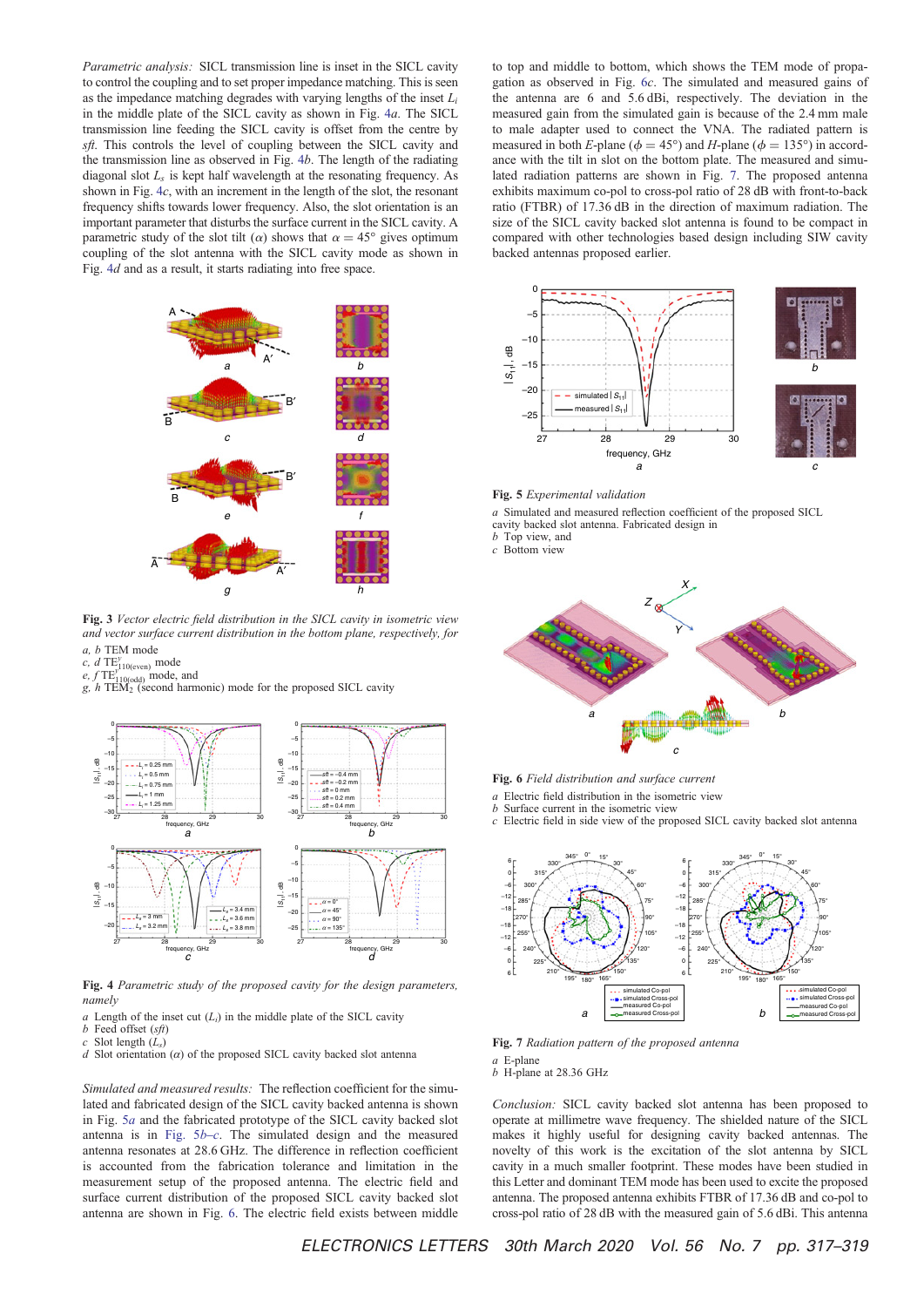*Parametric analysis:* SICL transmission line is inset in the SICL cavity to control the coupling and to set proper impedance matching. This is seen as the impedance matching degrades with varying lengths of the inset $L_i$ in the middle plate of the SICL cavity as shown in Fig. 4*a*. The SICL transmission line feeding the SICL cavity is offset from the centre by *sft*. This controls the level of coupling between the SICL cavity and the transmission line as observed in Fig. 4*b*. The length of the radiating diagonal slot $L_s$ is kept half wavelength at the resonating frequency. As shown in Fig. 4*c*, with an increment in the length of the slot, the resonant frequency shifts towards lower frequency. Also, the slot orientation is an important parameter that disturbs the surface current in the SICL cavity. A parametric study of the slot tilt ($\alpha$) shows that $\alpha = 45°$ gives optimum coupling of the slot antenna with the SICL cavity mode as shown in Fig. 4*d* and as a result, it starts radiating into free space.

A
A′
a
b
B
B′
c
d
B
B′
e
f
A
A′
g
h

**Fig. 3** *Vector electric field distribution in the SICL cavity in isometric view and vector surface current distribution in the bottom plane, respectively, for*

*a, b* TEM mode
*c, d* $TE^{I}_{110(even)}$ mode
*e, f* $TE^{I}_{110(odd)}$ mode, and
*g, h* $TEM_2$ (second harmonic) mode for the proposed SICL cavity

|S11|, dB
frequency, GHz
$L_i$ = 0.25 mm
$L_i$ = 0.5 mm
$L_i$ = 0.75 mm
$L_i$ = 1 mm
$L_i$ = 1.25 mm
a
sft = −0.4 mm
sft = −0.2 mm
sft = 0 mm
sft = 0.2 mm
sft = 0.4 mm
b
$L_s$ = 3 mm
$L_s$ = 3.2 mm
$L_s$ = 3.4 mm
$L_s$ = 3.6 mm
$L_s$ = 3.8 mm
c
$\alpha$ = 0°
$\alpha$ = 45°
$\alpha$ = 90°
$\alpha$ = 135°
d

**Fig. 4** *Parametric study of the proposed cavity for the design parameters, namely*

*a* Length of the inset cut ($L_i$) in the middle plate of the SICL cavity
*b* Feed offset (*sft*)
*c* Slot length ($L_s$)
*d* Slot orientation ($\alpha$) of the proposed SICL cavity backed slot antenna

*Simulated and measured results:* The reflection coefficient for the simulated and fabricated design of the SICL cavity backed antenna is shown in Fig. 5*a* and the fabricated prototype of the SICL cavity backed slot antenna is in Fig. 5*b*–*c*. The simulated design and the measured antenna resonates at 28.36 GHz. The difference in reflection coefficient is accounted from the fabrication tolerance and limitation in the measurement setup of the proposed antenna. The electric field and surface current distribution of the proposed SICL cavity backed slot antenna are shown in Fig. 6. The electric field exists between middle to top and middle to bottom, which shows the TEM mode of propagation as observed in Fig. 6*c*. The simulated and measured gains of the antenna are 6 and 5.6 dBi, respectively. The deviation in the measured gain from the simulated gain is because of the 2.4 mm male to male adapter used to connect the VNA. The radiated pattern is measured in both *E*-plane ($\phi = 45°$) and *H*-plane ($\phi = 135°$) in accordance with the tilt in slot on the bottom plate. The measured and simulated radiation patterns are shown in Fig. 7. The proposed antenna exhibits maximum co-pol to cross-pol ratio of 28 dB with front-to-back ratio (FTBR) of 17.36 dB in the direction of maximum radiation. The size of the SICL cavity backed slot antenna is found to be compact in compared with other technologies based design including SIW cavity backed antennas proposed earlier.

|S11|, dB
frequency, GHz
simulated |S11|
measured |S11|
a
b
c

**Fig. 5** *Experimental validation*

*a* Simulated and measured reflection coefficient of the proposed SICL cavity backed slot antenna. Fabricated design in
*b* Top view, and
*c* Bottom view

X
Z
Y
a
b
c

**Fig. 6** *Field distribution and surface current*

*a* Electric field distribution in the isometric view
*b* Surface current in the isometric view
*c* Electric field in side view of the proposed SICL cavity backed slot antenna

simulated Co-pol
simulated Cross-pol
measured Co-pol
measured Cross-pol
a
b

**Fig. 7** *Radiation pattern of the proposed antenna*

*a* E-plane
*b* H-plane at 28.36 GHz

*Conclusion:* SICL cavity backed slot antenna has been proposed to operate at millimetre wave frequency. The shielded nature of the SICL makes it highly useful for designing cavity backed antennas. The novelty of this work is the excitation of the slot antenna by SICL cavity in a much smaller footprint. These modes have been studied in this Letter and dominant TEM mode has been used to excite the proposed antenna. The proposed antenna exhibits FTBR of 17.36 dB and co-pol to cross-pol ratio of 28 dB with the measured gain of 5.6 dBi. This antenna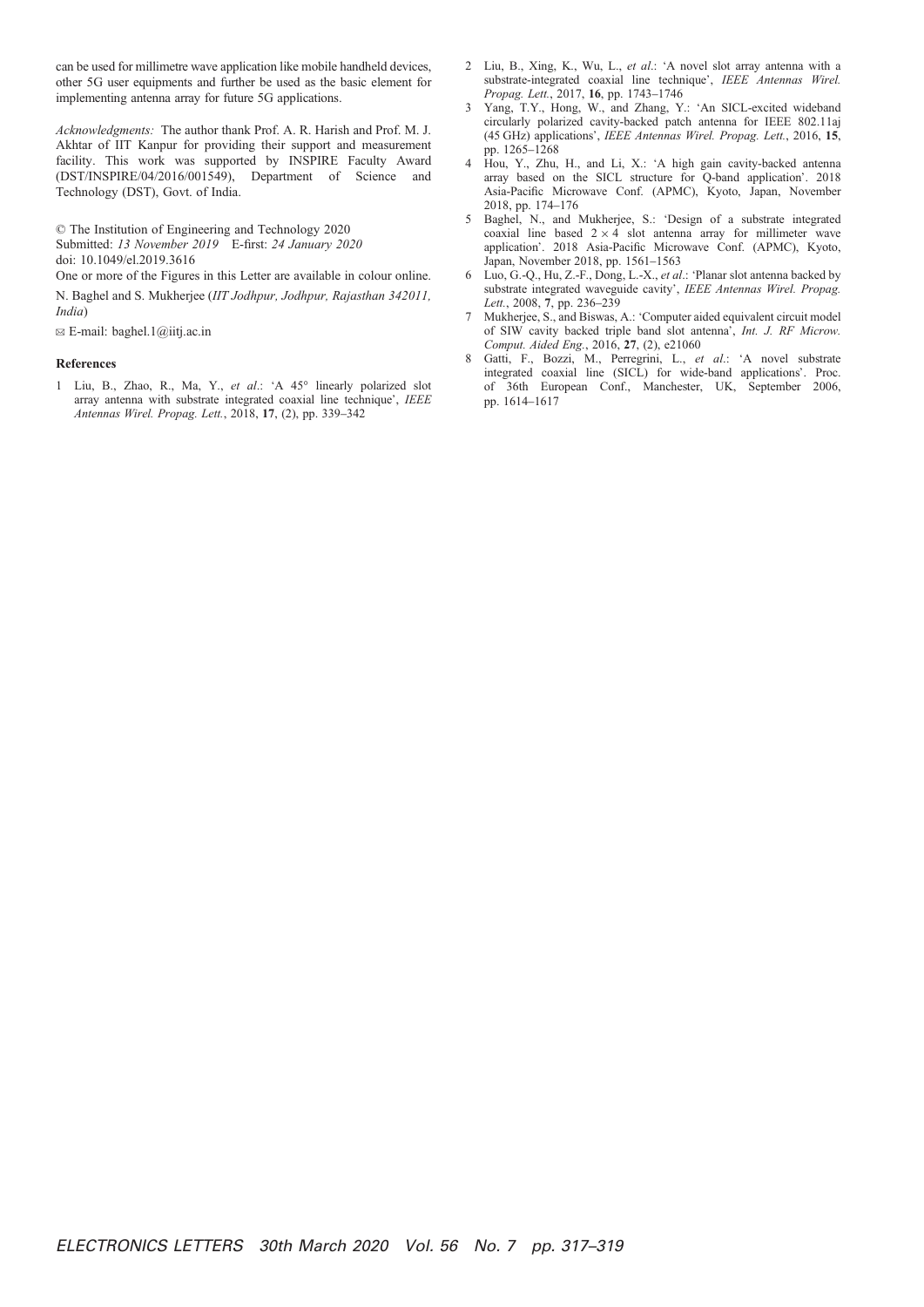can be used for millimetre wave application like mobile handheld devices, other 5G user equipments and further be used as the basic element for implementing antenna array for future 5G applications.

*Acknowledgments:* The author thank Prof. A. R. Harish and Prof. M. J. Akhtar of IIT Kanpur for providing their support and measurement facility. This work was supported by INSPIRE Faculty Award (DST/INSPIRE/04/2016/001549), Department of Science and Technology (DST), Govt. of India.

© The Institution of Engineering and Technology 2020
Submitted: *13 November 2019* E-first: *24 January 2020*
doi: 10.1049/el.2019.3616

One or more of the Figures in this Letter are available in colour online.

N. Baghel and S. Mukherjee (*IIT Jodhpur, Jodhpur, Rajasthan 342011, India*)

✉ E-mail: baghel.1@iitj.ac.in

## References

1. Liu, B., Zhao, R., Ma, Y., *et al.*: 'A 45° linearly polarized slot array antenna with substrate integrated coaxial line technique', *IEEE Antennas Wirel. Propag. Lett.*, 2018, **17**, (2), pp. 339–342
2. Liu, B., Xing, K., Wu, L., *et al.*: 'A novel slot array antenna with a substrate-integrated coaxial line technique', *IEEE Antennas Wirel. Propag. Lett.*, 2017, **16**, pp. 1743–1746
3. Yang, T.Y., Hong, W., and Zhang, Y.: 'An SICL-excited wideband circularly polarized cavity-backed patch antenna for IEEE 802.11aj (45 GHz) applications', *IEEE Antennas Wirel. Propag. Lett.*, 2016, **15**, pp. 1265–1268
4. Hou, Y., Zhu, H., and Li, X.: 'A high gain cavity-backed antenna array based on the SICL structure for Q-band application'. 2018 Asia-Pacific Microwave Conf. (APMC), Kyoto, Japan, November 2018, pp. 174–176
5. Baghel, N., and Mukherjee, S.: 'Design of a substrate integrated coaxial line based $2 \times 4$ slot antenna array for millimeter wave application'. 2018 Asia-Pacific Microwave Conf. (APMC), Kyoto, Japan, November 2018, pp. 1561–1563
6. Luo, G.-Q., Hu, Z.-F., Dong, L.-X., *et al.*: 'Planar slot antenna backed by substrate integrated waveguide cavity', *IEEE Antennas Wirel. Propag. Lett.*, 2008, **7**, pp. 236–239
7. Mukherjee, S., and Biswas, A.: 'Computer aided equivalent circuit model of SIW cavity backed triple band slot antenna', *Int. J. RF Microw. Comput. Aided Eng.*, 2016, **27**, (2), e21060
8. Gatti, F., Bozzi, M., Perregrini, L., *et al.*: 'A novel substrate integrated coaxial line (SICL) for wide-band applications'. Proc. of 36th European Conf., Manchester, UK, September 2006, pp. 1614–1617